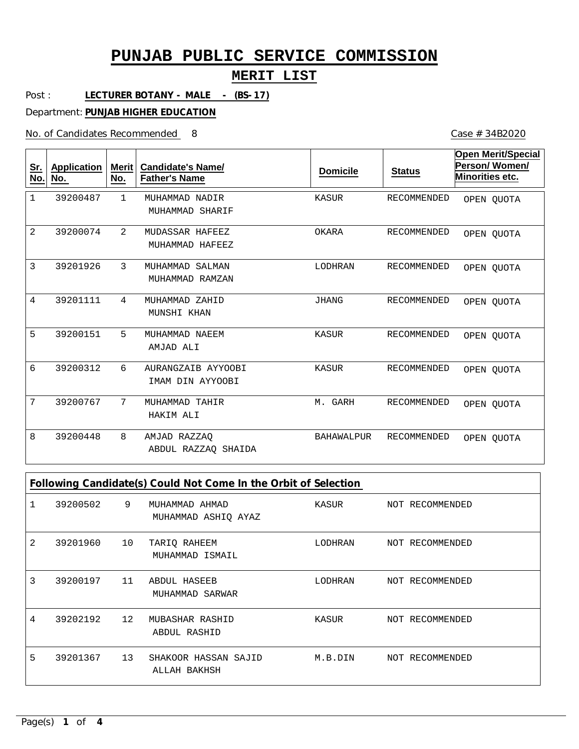# PUNJAB PUBLIC SERVICE COMMISSION

## MERIT LIST

Post : **LECTURER BOTANY - MALE - (BS-17)**

Department: **PUNJAB HIGHER EDUCATION**

No. of Candidates Recommended 8

Case # 34B2020

| Sr. No. | Application No. | Merit No. | Candidate's Name/ Father's Name | Domicile | Status | Open Merit/Special Person/ Women/ Minorities etc. |
|---|---|---|---|---|---|---|
| 1 | 39200487 | 1 | MUHAMMAD NADIR<br>MUHAMMAD SHARIF | KASUR | RECOMMENDED | OPEN QUOTA |
| 2 | 39200074 | 2 | MUDASSAR HAFEEZ<br>MUHAMMAD HAFEEZ | OKARA | RECOMMENDED | OPEN QUOTA |
| 3 | 39201926 | 3 | MUHAMMAD SALMAN<br>MUHAMMAD RAMZAN | LODHRAN | RECOMMENDED | OPEN QUOTA |
| 4 | 39201111 | 4 | MUHAMMAD ZAHID<br>MUNSHI KHAN | JHANG | RECOMMENDED | OPEN QUOTA |
| 5 | 39200151 | 5 | MUHAMMAD NAEEM<br>AMJAD ALI | KASUR | RECOMMENDED | OPEN QUOTA |
| 6 | 39200312 | 6 | AURANGZAIB AYYOOBI<br>IMAM DIN AYYOOBI | KASUR | RECOMMENDED | OPEN QUOTA |
| 7 | 39200767 | 7 | MUHAMMAD TAHIR<br>HAKIM ALI | M. GARH | RECOMMENDED | OPEN QUOTA |
| 8 | 39200448 | 8 | AMJAD RAZZAQ<br>ABDUL RAZZAQ SHAIDA | BAHAWALPUR | RECOMMENDED | OPEN QUOTA |

**Following Candidate(s) Could Not Come In the Orbit of Selection**

| Sr. No. | Application No. | Merit No. | Candidate's Name/ Father's Name | Domicile | Status |
|---|---|---|---|---|---|
| 1 | 39200502 | 9 | MUHAMMAD AHMAD<br>MUHAMMAD ASHIQ AYAZ | KASUR | NOT RECOMMENDED |
| 2 | 39201960 | 10 | TARIQ RAHEEM<br>MUHAMMAD ISMAIL | LODHRAN | NOT RECOMMENDED |
| 3 | 39200197 | 11 | ABDUL HASEEB<br>MUHAMMAD SARWAR | LODHRAN | NOT RECOMMENDED |
| 4 | 39202192 | 12 | MUBASHAR RASHID<br>ABDUL RASHID | KASUR | NOT RECOMMENDED |
| 5 | 39201367 | 13 | SHAKOOR HASSAN SAJID<br>ALLAH BAKHSH | M.B.DIN | NOT RECOMMENDED |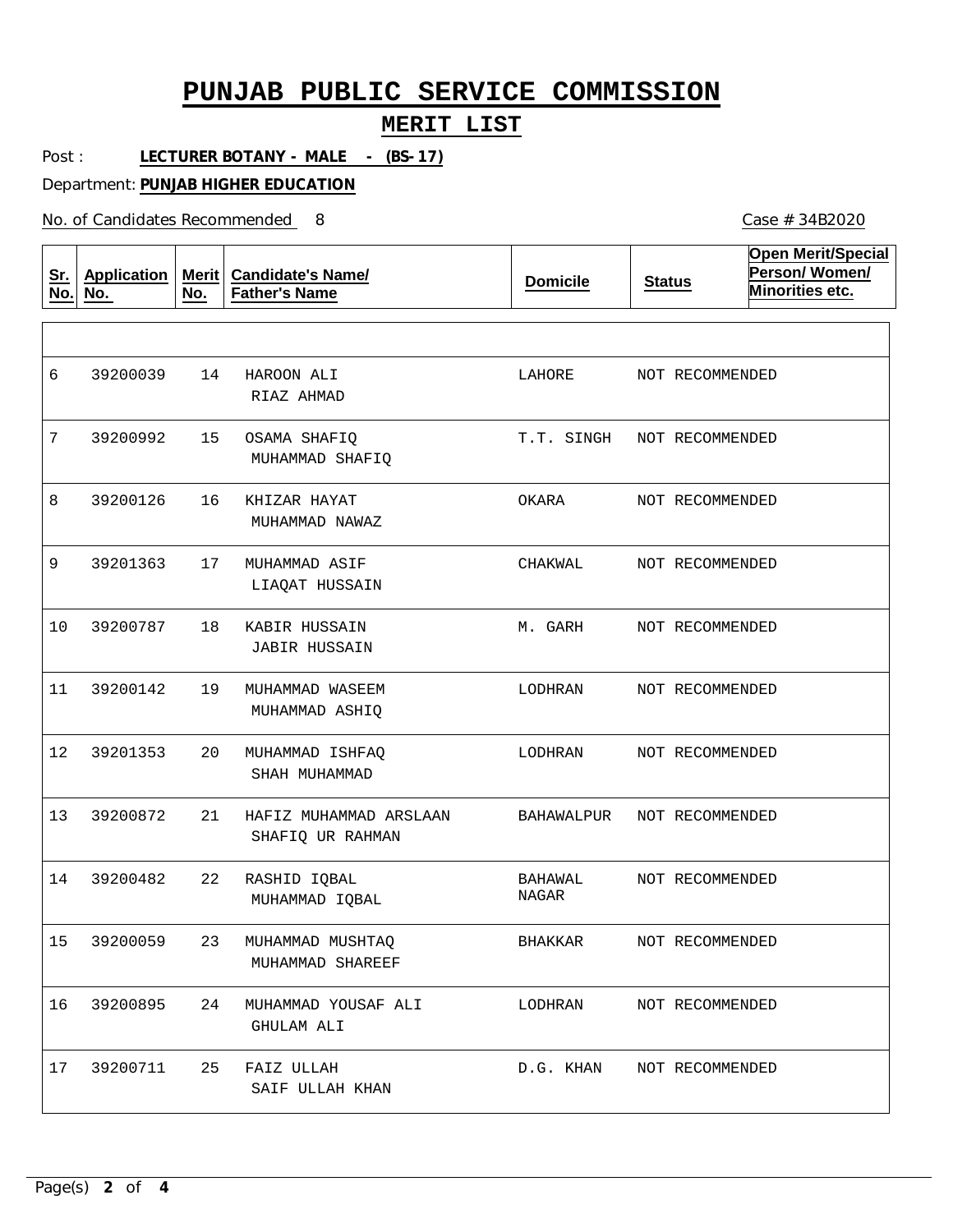# PUNJAB PUBLIC SERVICE COMMISSION

## MERIT LIST

Post : **LECTURER BOTANY - MALE - (BS-17)**

Department: **PUNJAB HIGHER EDUCATION**

No. of Candidates Recommended 8

Case # 34B2020

| Sr. No. | Application No. | Merit No. | Candidate's Name/ Father's Name | Domicile | Status | Open Merit/Special Person/ Women/ Minorities etc. |
|---|---|---|---|---|---|---|
| 6 | 39200039 | 14 | HAROON ALI<br>RIAZ AHMAD | LAHORE | NOT RECOMMENDED | |
| 7 | 39200992 | 15 | OSAMA SHAFIQ<br>MUHAMMAD SHAFIQ | T.T. SINGH | NOT RECOMMENDED | |
| 8 | 39200126 | 16 | KHIZAR HAYAT<br>MUHAMMAD NAWAZ | OKARA | NOT RECOMMENDED | |
| 9 | 39201363 | 17 | MUHAMMAD ASIF<br>LIAQAT HUSSAIN | CHAKWAL | NOT RECOMMENDED | |
| 10 | 39200787 | 18 | KABIR HUSSAIN<br>JABIR HUSSAIN | M. GARH | NOT RECOMMENDED | |
| 11 | 39200142 | 19 | MUHAMMAD WASEEM<br>MUHAMMAD ASHIQ | LODHRAN | NOT RECOMMENDED | |
| 12 | 39201353 | 20 | MUHAMMAD ISHFAQ<br>SHAH MUHAMMAD | LODHRAN | NOT RECOMMENDED | |
| 13 | 39200872 | 21 | HAFIZ MUHAMMAD ARSLAAN<br>SHAFIQ UR RAHMAN | BAHAWALPUR | NOT RECOMMENDED | |
| 14 | 39200482 | 22 | RASHID IQBAL<br>MUHAMMAD IQBAL | BAHAWAL NAGAR | NOT RECOMMENDED | |
| 15 | 39200059 | 23 | MUHAMMAD MUSHTAQ<br>MUHAMMAD SHAREEF | BHAKKAR | NOT RECOMMENDED | |
| 16 | 39200895 | 24 | MUHAMMAD YOUSAF ALI<br>GHULAM ALI | LODHRAN | NOT RECOMMENDED | |
| 17 | 39200711 | 25 | FAIZ ULLAH<br>SAIF ULLAH KHAN | D.G. KHAN | NOT RECOMMENDED | |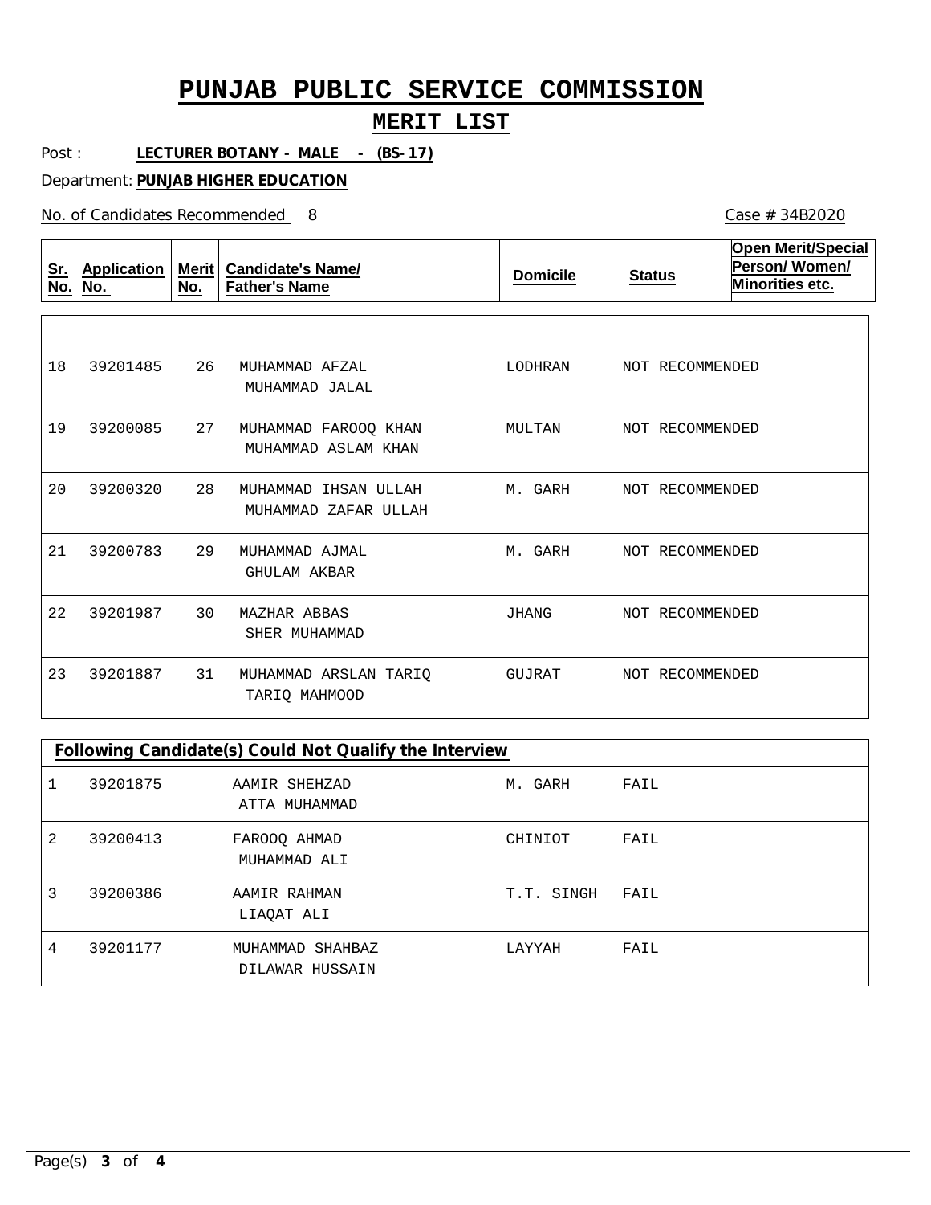# PUNJAB PUBLIC SERVICE COMMISSION

## MERIT LIST

Post : **LECTURER BOTANY - MALE - (BS-17)**

Department: **PUNJAB HIGHER EDUCATION**

No. of Candidates Recommended 8

Case # 34B2020

| Sr. No. | Application No. | Merit No. | Candidate's Name/ Father's Name | Domicile | Status | Open Merit/Special Person/ Women/ Minorities etc. |
|---|---|---|---|---|---|---|
| 18 | 39201485 | 26 | MUHAMMAD AFZAL<br>MUHAMMAD JALAL | LODHRAN | NOT RECOMMENDED | |
| 19 | 39200085 | 27 | MUHAMMAD FAROOQ KHAN<br>MUHAMMAD ASLAM KHAN | MULTAN | NOT RECOMMENDED | |
| 20 | 39200320 | 28 | MUHAMMAD IHSAN ULLAH<br>MUHAMMAD ZAFAR ULLAH | M. GARH | NOT RECOMMENDED | |
| 21 | 39200783 | 29 | MUHAMMAD AJMAL<br>GHULAM AKBAR | M. GARH | NOT RECOMMENDED | |
| 22 | 39201987 | 30 | MAZHAR ABBAS<br>SHER MUHAMMAD | JHANG | NOT RECOMMENDED | |
| 23 | 39201887 | 31 | MUHAMMAD ARSLAN TARIQ<br>TARIQ MAHMOOD | GUJRAT | NOT RECOMMENDED | |

**Following Candidate(s) Could Not Qualify the Interview**

| Sr. No. | Application No. | Candidate's Name/ Father's Name | Domicile | Status |
|---|---|---|---|---|
| 1 | 39201875 | AAMIR SHEHZAD<br>ATTA MUHAMMAD | M. GARH | FAIL |
| 2 | 39200413 | FAROOQ AHMAD<br>MUHAMMAD ALI | CHINIOT | FAIL |
| 3 | 39200386 | AAMIR RAHMAN<br>LIAQAT ALI | T.T. SINGH | FAIL |
| 4 | 39201177 | MUHAMMAD SHAHBAZ<br>DILAWAR HUSSAIN | LAYYAH | FAIL |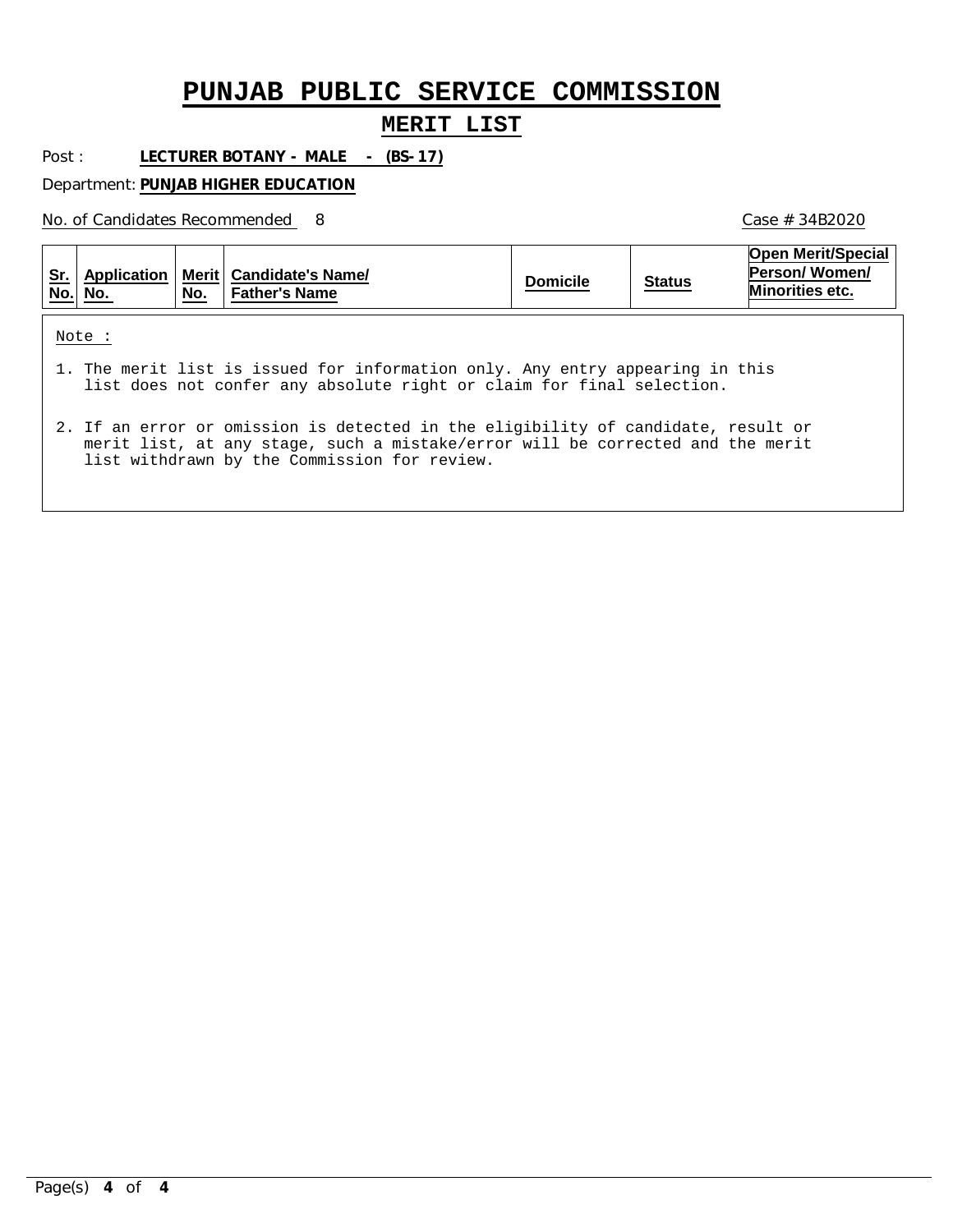# PUNJAB PUBLIC SERVICE COMMISSION

## MERIT LIST

Post : **LECTURER BOTANY - MALE - (BS-17)**

Department: **PUNJAB HIGHER EDUCATION**

No. of Candidates Recommended 8

Case # 34B2020

| Sr. No. | Application No. | Merit No. | Candidate's Name/ Father's Name | Domicile | Status | Open Merit/Special Person/ Women/ Minorities etc. |
|---|---|---|---|---|---|---|

Note :

1. The merit list is issued for information only. Any entry appearing in this list does not confer any absolute right or claim for final selection.

2. If an error or omission is detected in the eligibility of candidate, result or merit list, at any stage, such a mistake/error will be corrected and the merit list withdrawn by the Commission for review.